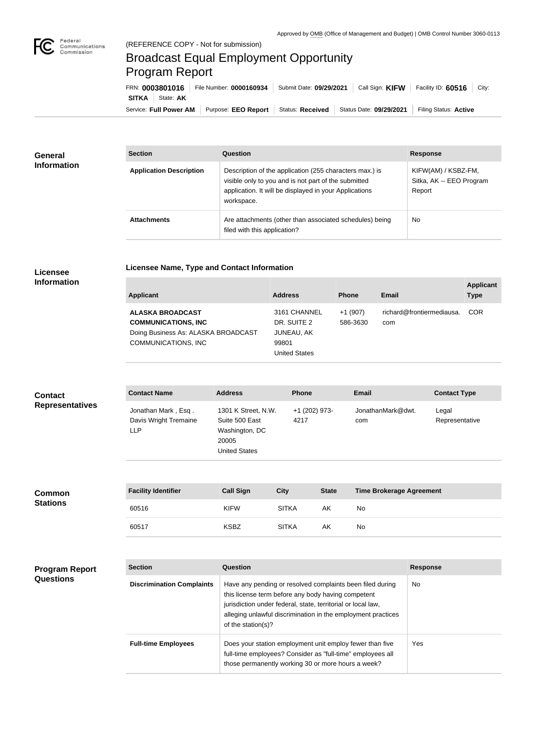Approved by OMB (Office of Management and Budget) | OMB Control Number 3060-0113

(REFERENCE COPY - Not for submission)

# Broadcast Equal Employment Opportunity Program Report

FRN: **0003801016** | File Number: **0000160934** | Submit Date: **09/29/2021** | Call Sign: **KIFW** | Facility ID: **60516** | City: **SITKA** | State: **AK**

Service: **Full Power AM** | Purpose: **EEO Report** | Status: **Received** | Status Date: **09/29/2021** | Filing Status: **Active**

## General Information

| Section | Question | Response |
| --- | --- | --- |
| **Application Description** | Description of the application (255 characters max.) is visible only to you and is not part of the submitted application. It will be displayed in your Applications workspace. | KIFW(AM) / KSBZ-FM, Sitka, AK -- EEO Program Report |
| **Attachments** | Are attachments (other than associated schedules) being filed with this application? | No |

## Licensee Information

### Licensee Name, Type and Contact Information

| Applicant | Address | Phone | Email | Applicant Type |
| --- | --- | --- | --- | --- |
| **ALASKA BROADCAST COMMUNICATIONS, INC** Doing Business As: ALASKA BROADCAST COMMUNICATIONS, INC | 3161 CHANNEL DR. SUITE 2 JUNEAU, AK 99801 United States | +1 (907) 586-3630 | richard@frontiermediausa.com | COR |

## Contact Representatives

| Contact Name | Address | Phone | Email | Contact Type |
| --- | --- | --- | --- | --- |
| Jonathan Mark , Esq . Davis Wright Tremaine LLP | 1301 K Street, N.W. Suite 500 East Washington, DC 20005 United States | +1 (202) 973-4217 | JonathanMark@dwt.com | Legal Representative |

## Common Stations

| Facility Identifier | Call Sign | City | State | Time Brokerage Agreement |
| --- | --- | --- | --- | --- |
| 60516 | KIFW | SITKA | AK | No |
| 60517 | KSBZ | SITKA | AK | No |

## Program Report Questions

| Section | Question | Response |
| --- | --- | --- |
| **Discrimination Complaints** | Have any pending or resolved complaints been filed during this license term before any body having competent jurisdiction under federal, state, territorial or local law, alleging unlawful discrimination in the employment practices of the station(s)? | No |
| **Full-time Employees** | Does your station employment unit employ fewer than five full-time employees? Consider as "full-time" employees all those permanently working 30 or more hours a week? | Yes |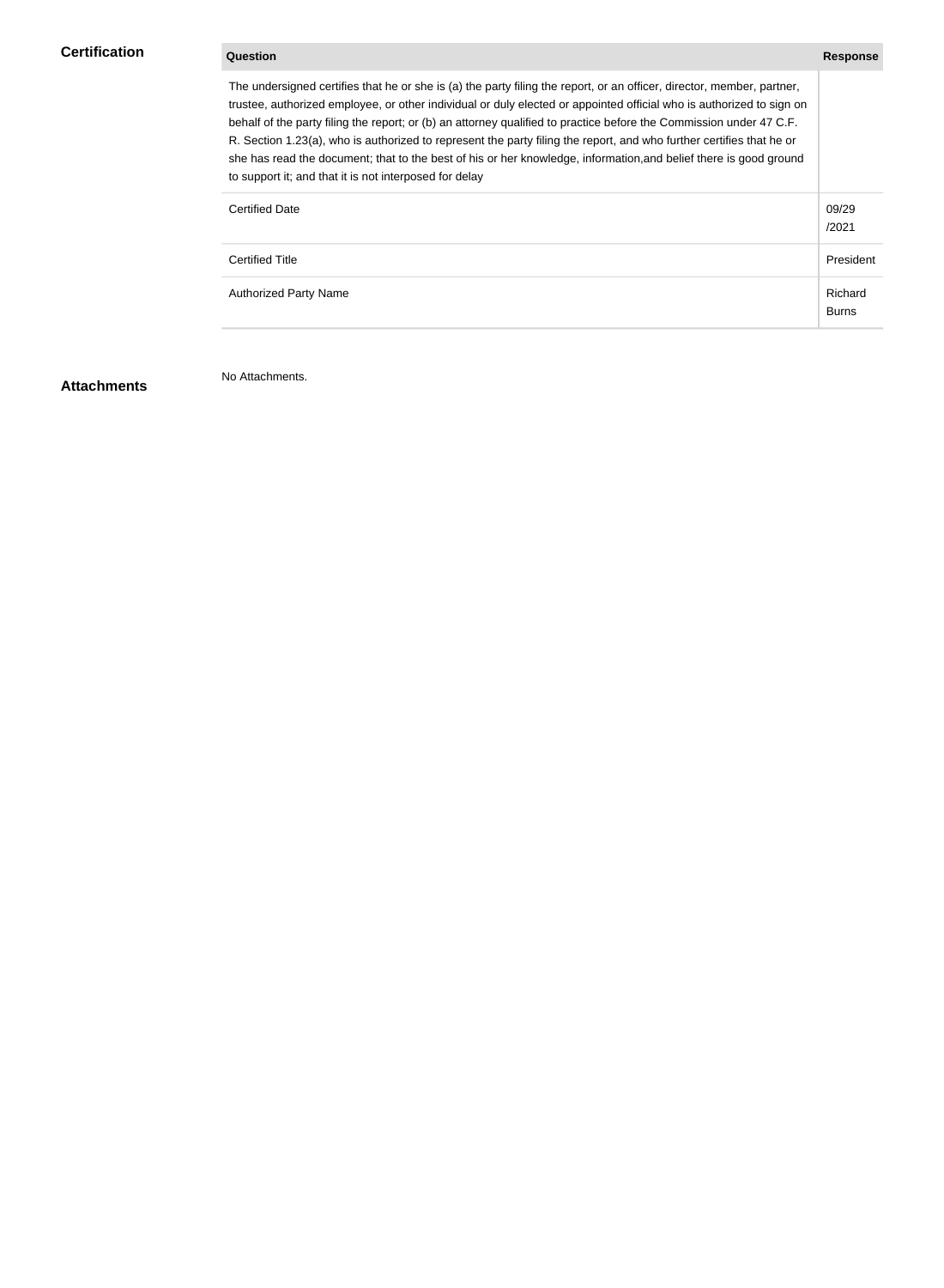## Certification

| Question | Response |
| --- | --- |
| The undersigned certifies that he or she is (a) the party filing the report, or an officer, director, member, partner, trustee, authorized employee, or other individual or duly elected or appointed official who is authorized to sign on behalf of the party filing the report; or (b) an attorney qualified to practice before the Commission under 47 C.F. R. Section 1.23(a), who is authorized to represent the party filing the report, and who further certifies that he or she has read the document; that to the best of his or her knowledge, information,and belief there is good ground to support it; and that it is not interposed for delay | |
| Certified Date | 09/29/2021 |
| Certified Title | President |
| Authorized Party Name | Richard Burns |

## Attachments

No Attachments.